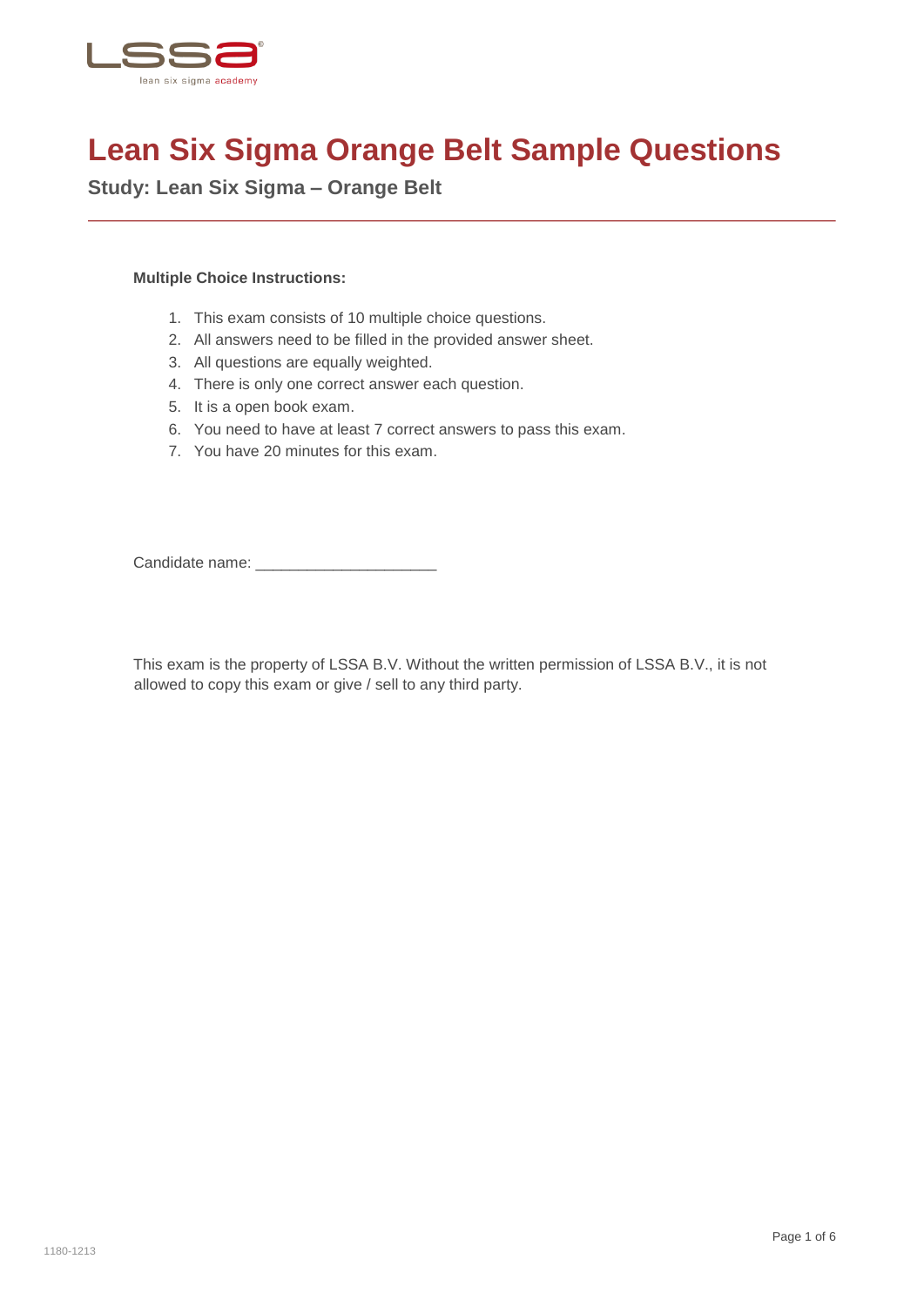# Lean Six Sigma Orange Belt Sample Questions

## Study: Lean Six Sigma – Orange Belt

**Multiple Choice Instructions:**

1. This exam consists of 10 multiple choice questions.
2. All answers need to be filled in the provided answer sheet.
3. All questions are equally weighted.
4. There is only one correct answer each question.
5. It is a open book exam.
6. You need to have at least 7 correct answers to pass this exam.
7. You have 20 minutes for this exam.

Candidate name: ____________________

This exam is the property of LSSA B.V. Without the written permission of LSSA B.V., it is not allowed to copy this exam or give / sell to any third party.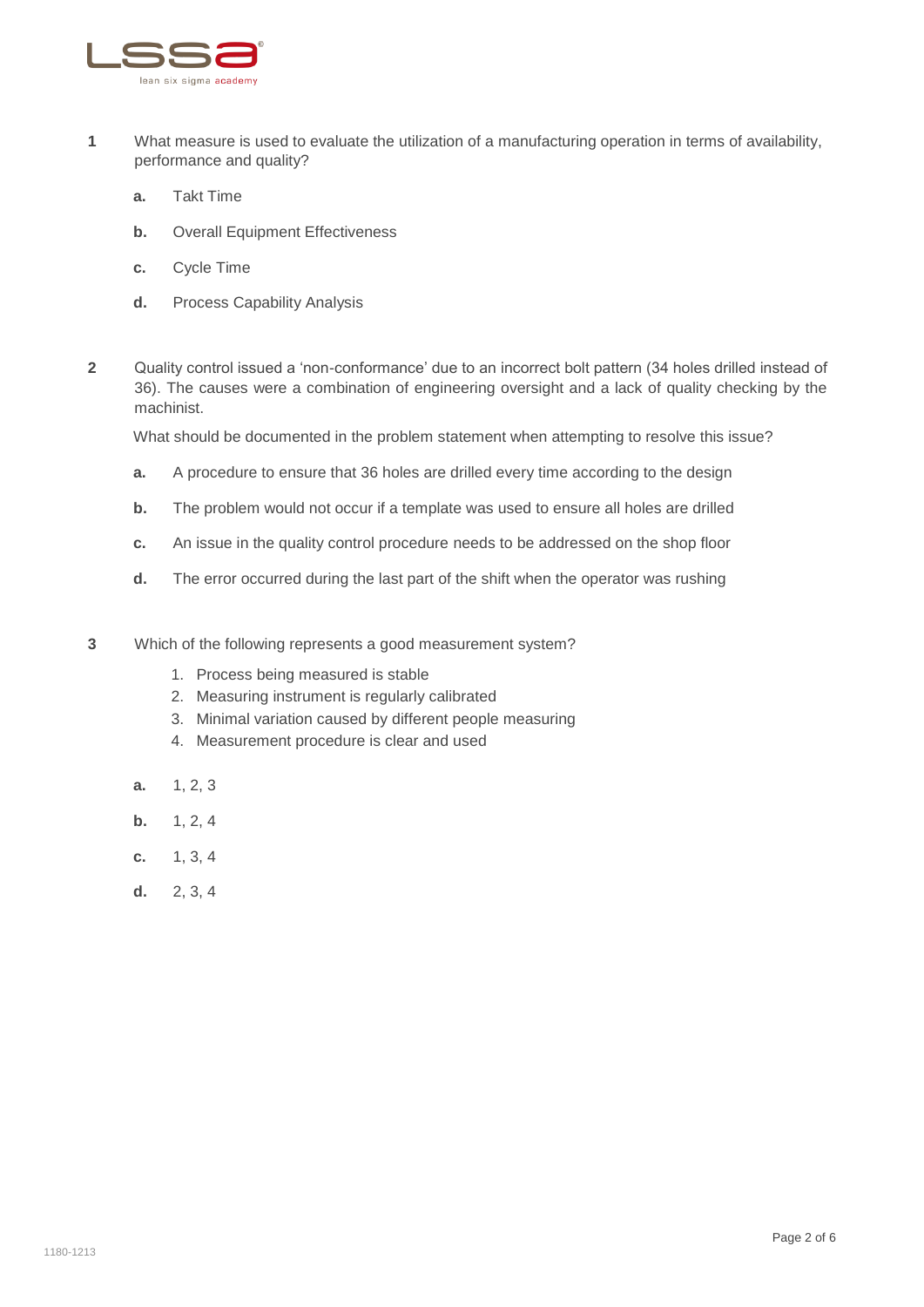**1** What measure is used to evaluate the utilization of a manufacturing operation in terms of availability, performance and quality?

- **a.** Takt Time
- **b.** Overall Equipment Effectiveness
- **c.** Cycle Time
- **d.** Process Capability Analysis

**2** Quality control issued a 'non-conformance' due to an incorrect bolt pattern (34 holes drilled instead of 36). The causes were a combination of engineering oversight and a lack of quality checking by the machinist.

What should be documented in the problem statement when attempting to resolve this issue?

- **a.** A procedure to ensure that 36 holes are drilled every time according to the design
- **b.** The problem would not occur if a template was used to ensure all holes are drilled
- **c.** An issue in the quality control procedure needs to be addressed on the shop floor
- **d.** The error occurred during the last part of the shift when the operator was rushing

**3** Which of the following represents a good measurement system?

1. Process being measured is stable
2. Measuring instrument is regularly calibrated
3. Minimal variation caused by different people measuring
4. Measurement procedure is clear and used

- **a.** 1, 2, 3
- **b.** 1, 2, 4
- **c.** 1, 3, 4
- **d.** 2, 3, 4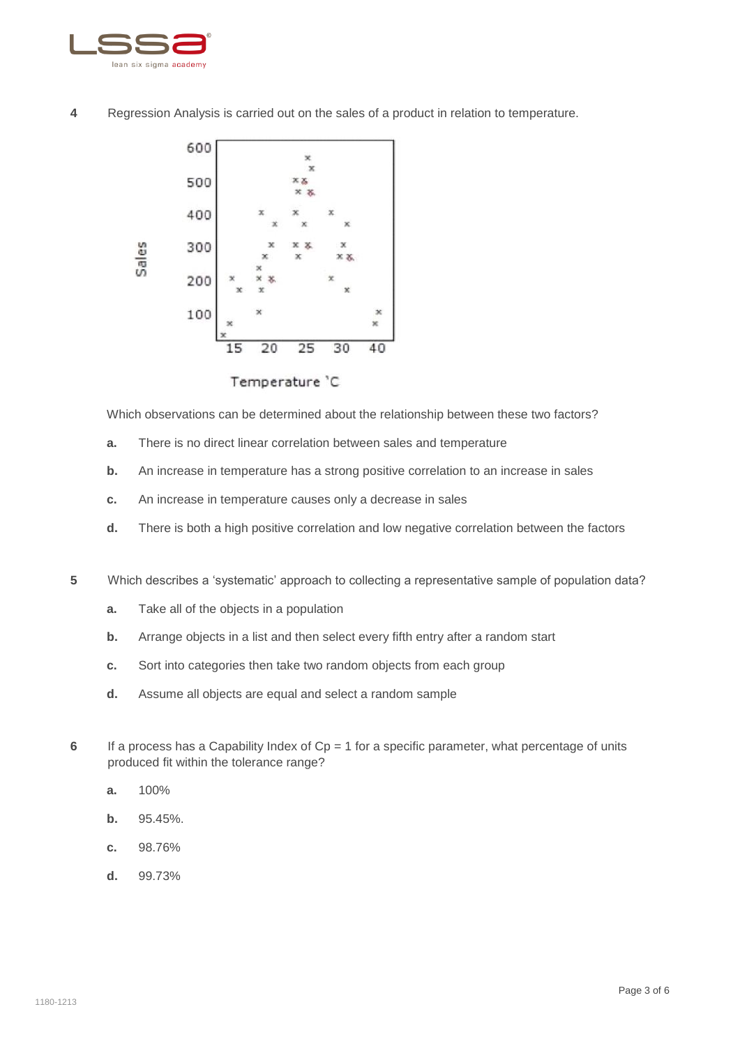**4** Regression Analysis is carried out on the sales of a product in relation to temperature.

Which observations can be determined about the relationship between these two factors?

- **a.** There is no direct linear correlation between sales and temperature
- **b.** An increase in temperature has a strong positive correlation to an increase in sales
- **c.** An increase in temperature causes only a decrease in sales
- **d.** There is both a high positive correlation and low negative correlation between the factors

**5** Which describes a 'systematic' approach to collecting a representative sample of population data?

- **a.** Take all of the objects in a population
- **b.** Arrange objects in a list and then select every fifth entry after a random start
- **c.** Sort into categories then take two random objects from each group
- **d.** Assume all objects are equal and select a random sample

**6** If a process has a Capability Index of $Cp = 1$ for a specific parameter, what percentage of units produced fit within the tolerance range?

- **a.** 100%
- **b.** 95.45%.
- **c.** 98.76%
- **d.** 99.73%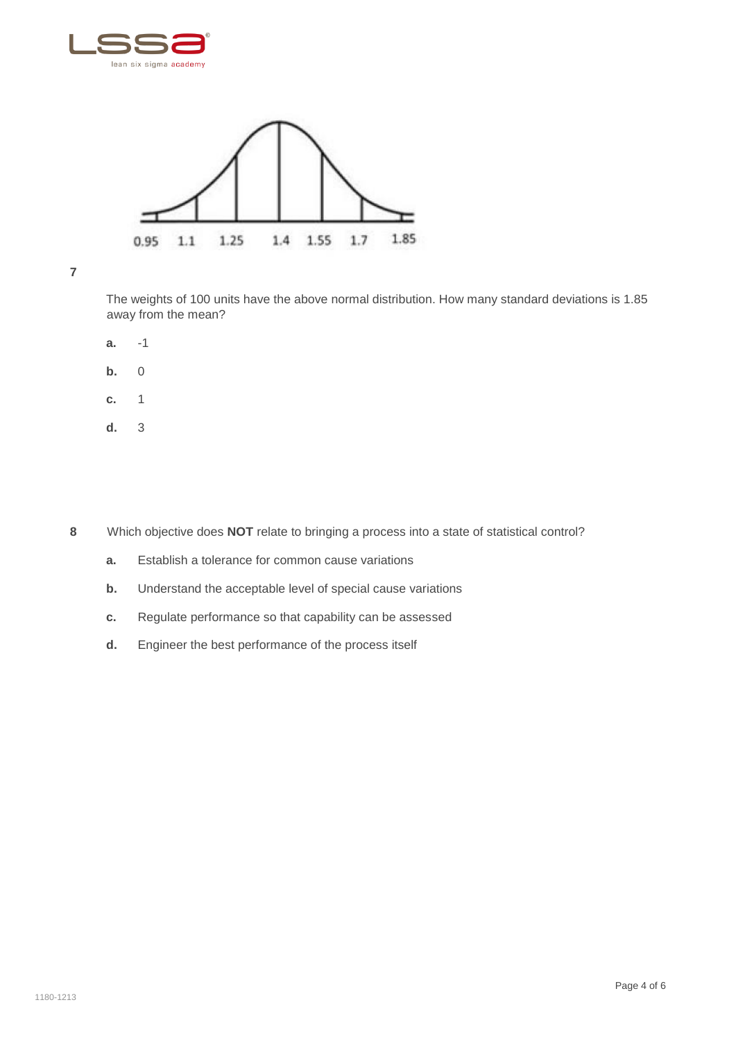0.95 1.1 1.25 1.4 1.55 1.7 1.85

**7**

The weights of 100 units have the above normal distribution. How many standard deviations is 1.85 away from the mean?

- **a.** -1
- **b.** 0
- **c.** 1
- **d.** 3

**8** Which objective does **NOT** relate to bringing a process into a state of statistical control?

- **a.** Establish a tolerance for common cause variations
- **b.** Understand the acceptable level of special cause variations
- **c.** Regulate performance so that capability can be assessed
- **d.** Engineer the best performance of the process itself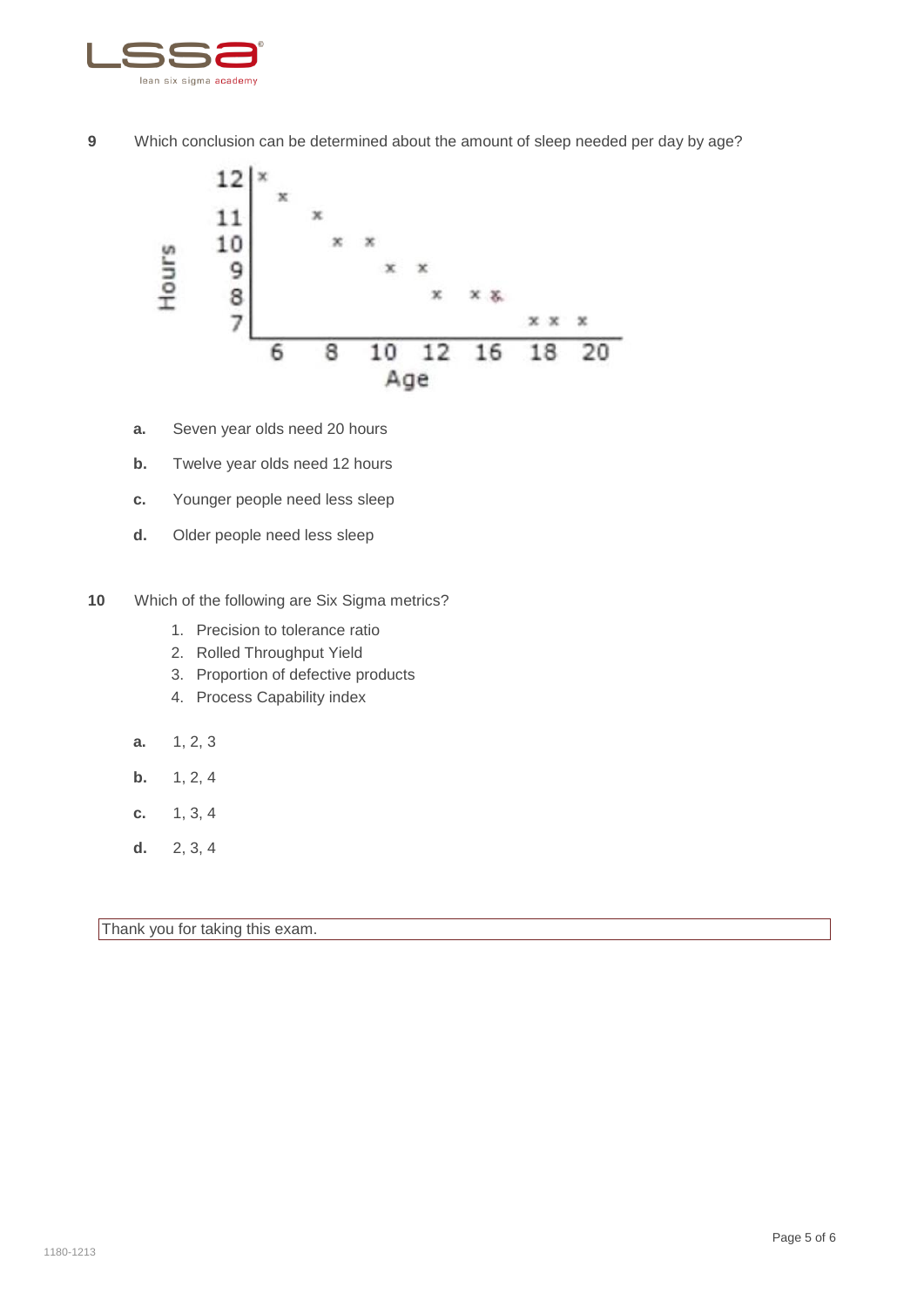**9** Which conclusion can be determined about the amount of sleep needed per day by age?

**a.** Seven year olds need 20 hours

**b.** Twelve year olds need 12 hours

**c.** Younger people need less sleep

**d.** Older people need less sleep

**10** Which of the following are Six Sigma metrics?

1. Precision to tolerance ratio
2. Rolled Throughput Yield
3. Proportion of defective products
4. Process Capability index

**a.** 1, 2, 3

**b.** 1, 2, 4

**c.** 1, 3, 4

**d.** 2, 3, 4

Thank you for taking this exam.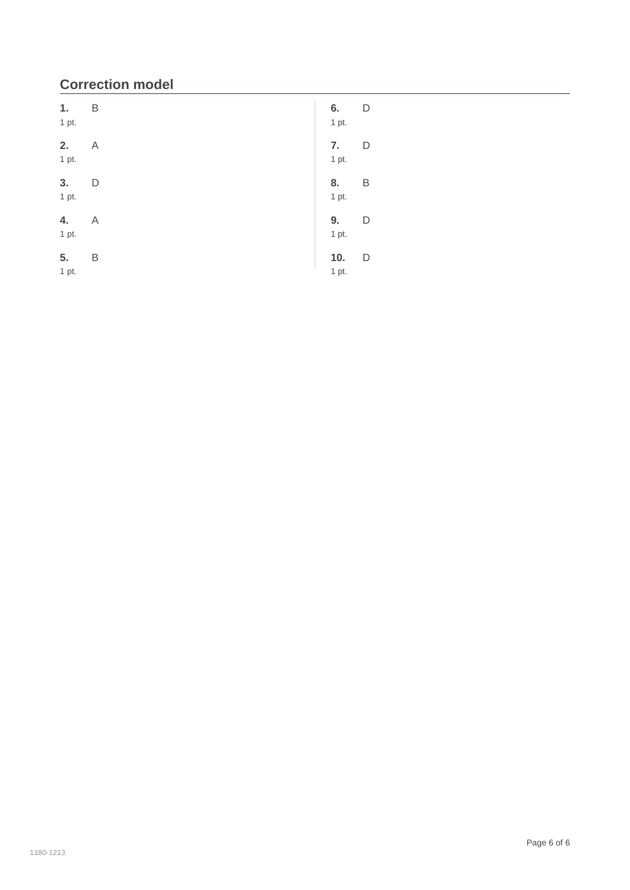## Correction model

**1.** B
1 pt.

**2.** A
1 pt.

**3.** D
1 pt.

**4.** A
1 pt.

**5.** B
1 pt.

**6.** D
1 pt.

**7.** D
1 pt.

**8.** B
1 pt.

**9.** D
1 pt.

**10.** D
1 pt.

1180-1213